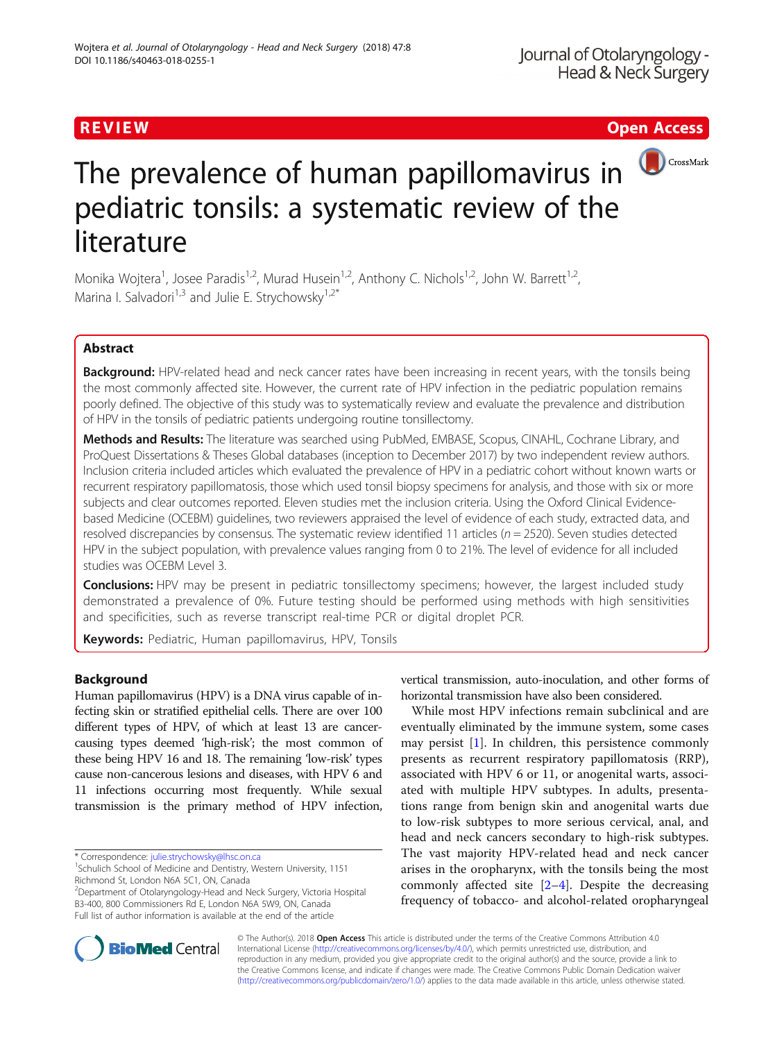REVIEW

Open Access

# The prevalence of human papillomavirus in pediatric tonsils: a systematic review of the literature

Monika Wojtera[1], Josee Paradis[1,2], Murad Husein[1,2], Anthony C. Nichols[1,2], John W. Barrett[1,2], Marina I. Salvadori[1,3] and Julie E. Strychowsky[1,2*]

## Abstract

**Background:** HPV-related head and neck cancer rates have been increasing in recent years, with the tonsils being the most commonly affected site. However, the current rate of HPV infection in the pediatric population remains poorly defined. The objective of this study was to systematically review and evaluate the prevalence and distribution of HPV in the tonsils of pediatric patients undergoing routine tonsillectomy.

**Methods and Results:** The literature was searched using PubMed, EMBASE, Scopus, CINAHL, Cochrane Library, and ProQuest Dissertations & Theses Global databases (inception to December 2017) by two independent review authors. Inclusion criteria included articles which evaluated the prevalence of HPV in a pediatric cohort without known warts or recurrent respiratory papillomatosis, those which used tonsil biopsy specimens for analysis, and those with six or more subjects and clear outcomes reported. Eleven studies met the inclusion criteria. Using the Oxford Clinical Evidence-based Medicine (OCEBM) guidelines, two reviewers appraised the level of evidence of each study, extracted data, and resolved discrepancies by consensus. The systematic review identified 11 articles ($n = 2520$). Seven studies detected HPV in the subject population, with prevalence values ranging from 0 to 21%. The level of evidence for all included studies was OCEBM Level 3.

**Conclusions:** HPV may be present in pediatric tonsillectomy specimens; however, the largest included study demonstrated a prevalence of 0%. Future testing should be performed using methods with high sensitivities and specificities, such as reverse transcript real-time PCR or digital droplet PCR.

**Keywords:** Pediatric, Human papillomavirus, HPV, Tonsils

## Background

Human papillomavirus (HPV) is a DNA virus capable of infecting skin or stratified epithelial cells. There are over 100 different types of HPV, of which at least 13 are cancer-causing types deemed 'high-risk'; the most common of these being HPV 16 and 18. The remaining 'low-risk' types cause non-cancerous lesions and diseases, with HPV 6 and 11 infections occurring most frequently. While sexual transmission is the primary method of HPV infection, vertical transmission, auto-inoculation, and other forms of horizontal transmission have also been considered.

While most HPV infections remain subclinical and are eventually eliminated by the immune system, some cases may persist [1]. In children, this persistence commonly presents as recurrent respiratory papillomatosis (RRP), associated with HPV 6 or 11, or anogenital warts, associated with multiple HPV subtypes. In adults, presentations range from benign skin and anogenital warts due to low-risk subtypes to more serious cervical, anal, and head and neck cancers secondary to high-risk subtypes. The vast majority HPV-related head and neck cancer arises in the oropharynx, with the tonsils being the most commonly affected site [2–4]. Despite the decreasing frequency of tobacco- and alcohol-related oropharyngeal

\* Correspondence: julie.strychowsky@lhsc.on.ca
[1]Schulich School of Medicine and Dentistry, Western University, 1151 Richmond St, London N6A 5C1, ON, Canada
[2]Department of Otolaryngology-Head and Neck Surgery, Victoria Hospital B3-400, 800 Commissioners Rd E, London N6A 5W9, ON, Canada
Full list of author information is available at the end of the article

© The Author(s). 2018 **Open Access** This article is distributed under the terms of the Creative Commons Attribution 4.0 International License (http://creativecommons.org/licenses/by/4.0/), which permits unrestricted use, distribution, and reproduction in any medium, provided you give appropriate credit to the original author(s) and the source, provide a link to the Creative Commons license, and indicate if changes were made. The Creative Commons Public Domain Dedication waiver (http://creativecommons.org/publicdomain/zero/1.0/) applies to the data made available in this article, unless otherwise stated.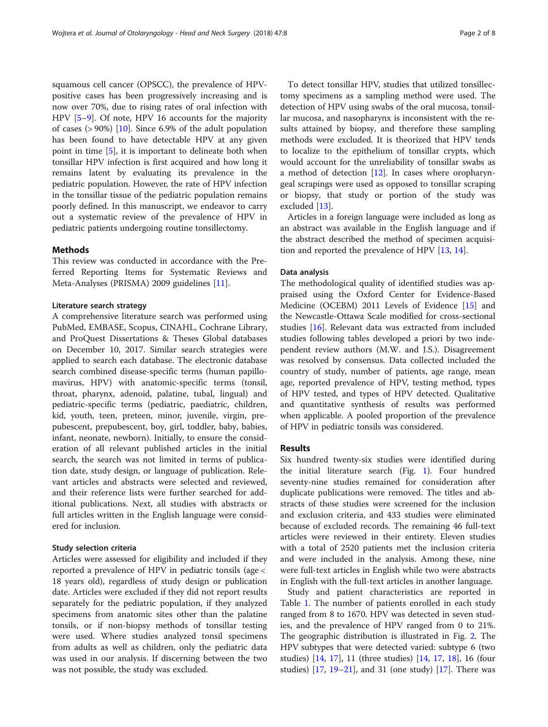squamous cell cancer (OPSCC), the prevalence of HPV-positive cases has been progressively increasing and is now over 70%, due to rising rates of oral infection with HPV [5–9]. Of note, HPV 16 accounts for the majority of cases (> 90%) [10]. Since 6.9% of the adult population has been found to have detectable HPV at any given point in time [5], it is important to delineate both when tonsillar HPV infection is first acquired and how long it remains latent by evaluating its prevalence in the pediatric population. However, the rate of HPV infection in the tonsillar tissue of the pediatric population remains poorly defined. In this manuscript, we endeavor to carry out a systematic review of the prevalence of HPV in pediatric patients undergoing routine tonsillectomy.

## Methods

This review was conducted in accordance with the Preferred Reporting Items for Systematic Reviews and Meta-Analyses (PRISMA) 2009 guidelines [11].

### Literature search strategy

A comprehensive literature search was performed using PubMed, EMBASE, Scopus, CINAHL, Cochrane Library, and ProQuest Dissertations & Theses Global databases on December 10, 2017. Similar search strategies were applied to search each database. The electronic database search combined disease-specific terms (human papillomavirus, HPV) with anatomic-specific terms (tonsil, throat, pharynx, adenoid, palatine, tubal, lingual) and pediatric-specific terms (pediatric, paediatric, children, kid, youth, teen, preteen, minor, juvenile, virgin, prepubescent, prepubescent, boy, girl, toddler, baby, babies, infant, neonate, newborn). Initially, to ensure the consideration of all relevant published articles in the initial search, the search was not limited in terms of publication date, study design, or language of publication. Relevant articles and abstracts were selected and reviewed, and their reference lists were further searched for additional publications. Next, all studies with abstracts or full articles written in the English language were considered for inclusion.

### Study selection criteria

Articles were assessed for eligibility and included if they reported a prevalence of HPV in pediatric tonsils (age < 18 years old), regardless of study design or publication date. Articles were excluded if they did not report results separately for the pediatric population, if they analyzed specimens from anatomic sites other than the palatine tonsils, or if non-biopsy methods of tonsillar testing were used. Where studies analyzed tonsil specimens from adults as well as children, only the pediatric data was used in our analysis. If discerning between the two was not possible, the study was excluded.

To detect tonsillar HPV, studies that utilized tonsillectomy specimens as a sampling method were used. The detection of HPV using swabs of the oral mucosa, tonsillar mucosa, and nasopharynx is inconsistent with the results attained by biopsy, and therefore these sampling methods were excluded. It is theorized that HPV tends to localize to the epithelium of tonsillar crypts, which would account for the unreliability of tonsillar swabs as a method of detection [12]. In cases where oropharyngeal scrapings were used as opposed to tonsillar scraping or biopsy, that study or portion of the study was excluded [13].

Articles in a foreign language were included as long as an abstract was available in the English language and if the abstract described the method of specimen acquisition and reported the prevalence of HPV [13, 14].

### Data analysis

The methodological quality of identified studies was appraised using the Oxford Center for Evidence-Based Medicine (OCEBM) 2011 Levels of Evidence [15] and the Newcastle-Ottawa Scale modified for cross-sectional studies [16]. Relevant data was extracted from included studies following tables developed a priori by two independent review authors (M.W. and J.S.). Disagreement was resolved by consensus. Data collected included the country of study, number of patients, age range, mean age, reported prevalence of HPV, testing method, types of HPV tested, and types of HPV detected. Qualitative and quantitative synthesis of results was performed when applicable. A pooled proportion of the prevalence of HPV in pediatric tonsils was considered.

## Results

Six hundred twenty-six studies were identified during the initial literature search (Fig. 1). Four hundred seventy-nine studies remained for consideration after duplicate publications were removed. The titles and abstracts of these studies were screened for the inclusion and exclusion criteria, and 433 studies were eliminated because of excluded records. The remaining 46 full-text articles were reviewed in their entirety. Eleven studies with a total of 2520 patients met the inclusion criteria and were included in the analysis. Among these, nine were full-text articles in English while two were abstracts in English with the full-text articles in another language.

Study and patient characteristics are reported in Table 1. The number of patients enrolled in each study ranged from 8 to 1670. HPV was detected in seven studies, and the prevalence of HPV ranged from 0 to 21%. The geographic distribution is illustrated in Fig. 2. The HPV subtypes that were detected varied: subtype 6 (two studies) [14, 17], 11 (three studies) [14, 17, 18], 16 (four studies) [17, 19–21], and 31 (one study) [17]. There was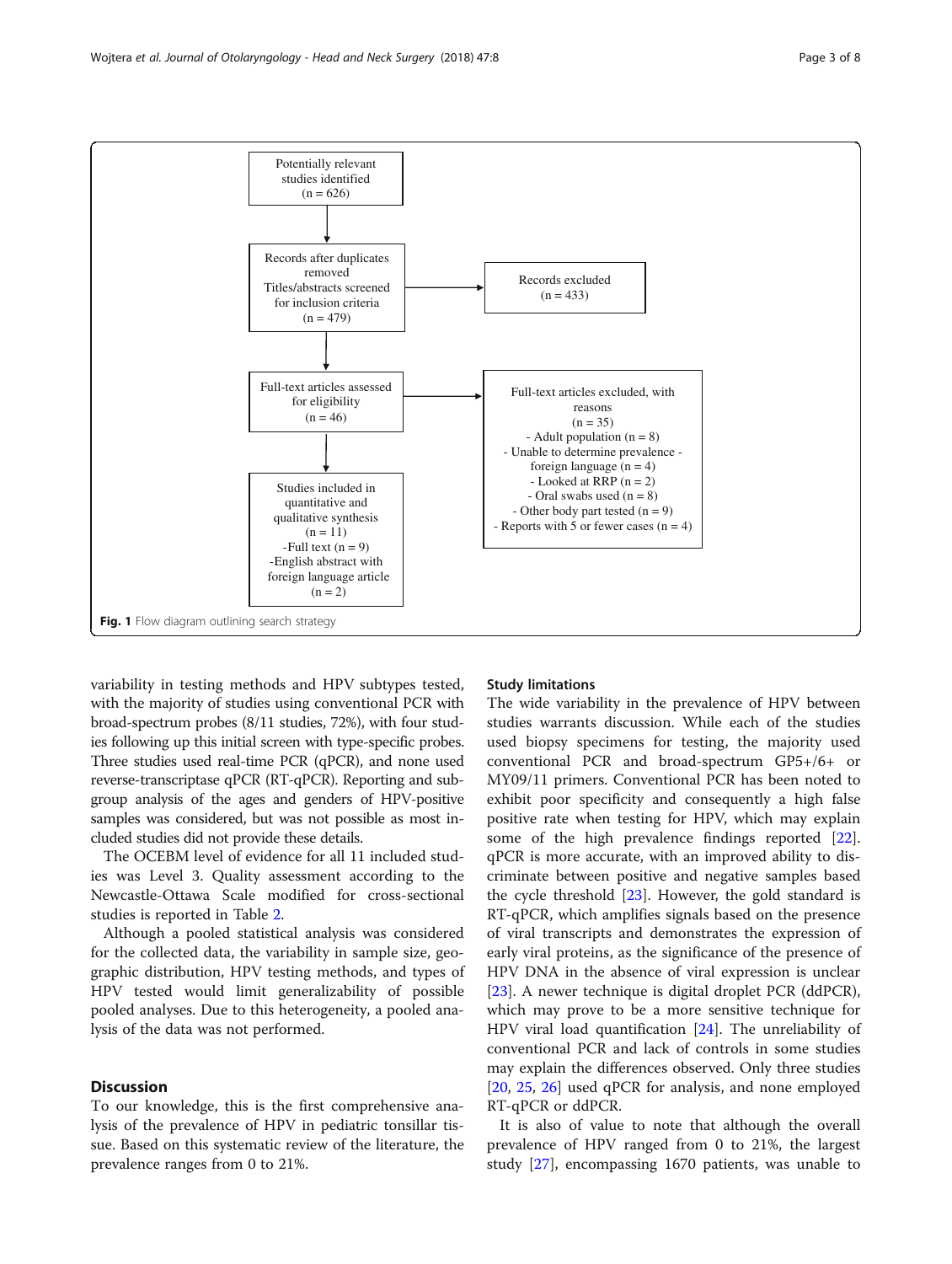Potentially relevant studies identified (n = 626)

Records after duplicates removed Titles/abstracts screened for inclusion criteria (n = 479)

Records excluded (n = 433)

Full-text articles assessed for eligibility (n = 46)

Full-text articles excluded, with reasons (n = 35)
- Adult population (n = 8)
- Unable to determine prevalence - foreign language (n = 4)
- Looked at RRP (n = 2)
- Oral swabs used (n = 8)
- Other body part tested (n = 9)
- Reports with 5 or fewer cases (n = 4)

Studies included in quantitative and qualitative synthesis (n = 11)
-Full text (n = 9)
-English abstract with foreign language article (n = 2)

**Fig. 1** Flow diagram outlining search strategy

variability in testing methods and HPV subtypes tested, with the majority of studies using conventional PCR with broad-spectrum probes (8/11 studies, 72%), with four studies following up this initial screen with type-specific probes. Three studies used real-time PCR (qPCR), and none used reverse-transcriptase qPCR (RT-qPCR). Reporting and subgroup analysis of the ages and genders of HPV-positive samples was considered, but was not possible as most included studies did not provide these details.

The OCEBM level of evidence for all 11 included studies was Level 3. Quality assessment according to the Newcastle-Ottawa Scale modified for cross-sectional studies is reported in Table 2.

Although a pooled statistical analysis was considered for the collected data, the variability in sample size, geographic distribution, HPV testing methods, and types of HPV tested would limit generalizability of possible pooled analyses. Due to this heterogeneity, a pooled analysis of the data was not performed.

## Discussion

To our knowledge, this is the first comprehensive analysis of the prevalence of HPV in pediatric tonsillar tissue. Based on this systematic review of the literature, the prevalence ranges from 0 to 21%.

### Study limitations

The wide variability in the prevalence of HPV between studies warrants discussion. While each of the studies used biopsy specimens for testing, the majority used conventional PCR and broad-spectrum GP5+/6+ or MY09/11 primers. Conventional PCR has been noted to exhibit poor specificity and consequently a high false positive rate when testing for HPV, which may explain some of the high prevalence findings reported [22]. qPCR is more accurate, with an improved ability to discriminate between positive and negative samples based the cycle threshold [23]. However, the gold standard is RT-qPCR, which amplifies signals based on the presence of viral transcripts and demonstrates the expression of early viral proteins, as the significance of the presence of HPV DNA in the absence of viral expression is unclear [23]. A newer technique is digital droplet PCR (ddPCR), which may prove to be a more sensitive technique for HPV viral load quantification [24]. The unreliability of conventional PCR and lack of controls in some studies may explain the differences observed. Only three studies [20, 25, 26] used qPCR for analysis, and none employed RT-qPCR or ddPCR.

It is also of value to note that although the overall prevalence of HPV ranged from 0 to 21%, the largest study [27], encompassing 1670 patients, was unable to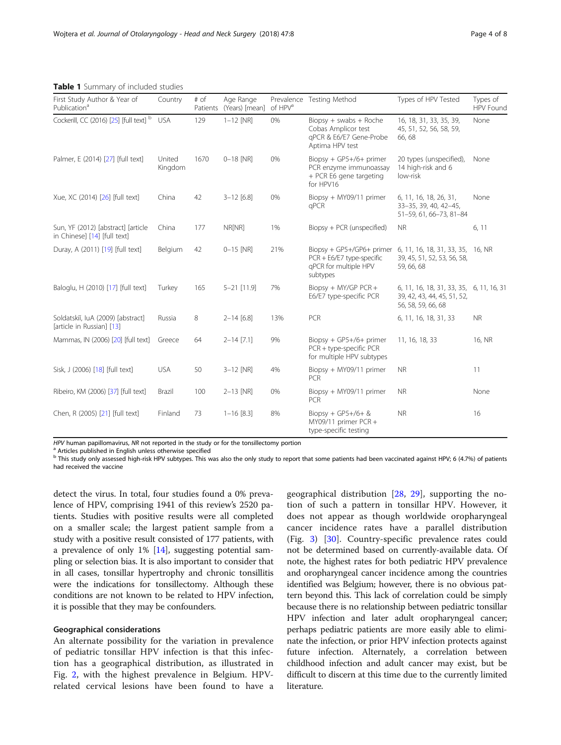**Table 1** Summary of included studies

| First Study Author & Year of Publication[a] | Country | # of Patients | Age Range (Years) [mean] | Prevalence of HPV[a] | Testing Method | Types of HPV Tested | Types of HPV Found |
|---|---|---|---|---|---|---|---|
| Cockerill, CC (2016) [25] [full text] [b] | USA | 129 | 1–12 [NR] | 0% | Biopsy + swabs + Roche Cobas Amplicor test qPCR & E6/E7 Gene-Probe Aptima HPV test | 16, 18, 31, 33, 35, 39, 45, 51, 52, 56, 58, 59, 66, 68 | None |
| Palmer, E (2014) [27] [full text] | United Kingdom | 1670 | 0–18 [NR] | 0% | Biopsy + GP5+/6+ primer PCR enzyme immunoassay + PCR E6 gene targeting for HPV16 | 20 types (unspecified), 14 high-risk and 6 low-risk | None |
| Xue, XC (2014) [26] [full text] | China | 42 | 3–12 [6.8] | 0% | Biopsy + MY09/11 primer qPCR | 6, 11, 16, 18, 26, 31, 33–35, 39, 40, 42–45, 51–59, 61, 66–73, 81–84 | None |
| Sun, YF (2012) [abstract] [article in Chinese] [14] [full text] | China | 177 | NR[NR] | 1% | Biopsy + PCR (unspecified) | NR | 6, 11 |
| Duray, A (2011) [19] [full text] | Belgium | 42 | 0–15 [NR] | 21% | Biopsy + GP5+/GP6+ primer PCR + E6/E7 type-specific qPCR for multiple HPV subtypes | 6, 11, 16, 18, 31, 33, 35, 39, 45, 51, 52, 53, 56, 58, 59, 66, 68 | 16, NR |
| Baloglu, H (2010) [17] [full text] | Turkey | 165 | 5–21 [11.9] | 7% | Biopsy + MY/GP PCR + E6/E7 type-specific PCR | 6, 11, 16, 18, 31, 33, 35, 39, 42, 43, 44, 45, 51, 52, 56, 58, 59, 66, 68 | 6, 11, 16, 31 |
| Soldatskiĭ, IuA (2009) [abstract] [article in Russian] [13] | Russia | 8 | 2–14 [6.8] | 13% | PCR | 6, 11, 16, 18, 31, 33 | NR |
| Mammas, IN (2006) [20] [full text] | Greece | 64 | 2–14 [7.1] | 9% | Biopsy + GP5+/6+ primer PCR + type-specific PCR for multiple HPV subtypes | 11, 16, 18, 33 | 16, NR |
| Sisk, J (2006) [18] [full text] | USA | 50 | 3–12 [NR] | 4% | Biopsy + MY09/11 primer PCR | NR | 11 |
| Ribeiro, KM (2006) [37] [full text] | Brazil | 100 | 2–13 [NR] | 0% | Biopsy + MY09/11 primer PCR | NR | None |
| Chen, R (2005) [21] [full text] | Finland | 73 | 1–16 [8.3] | 8% | Biopsy + GP5+/6+ & MY09/11 primer PCR + type-specific testing | NR | 16 |

*HPV* human papillomavirus, *NR* not reported in the study or for the tonsillectomy portion
[a] Articles published in English unless otherwise specified
[b] This study only assessed high-risk HPV subtypes. This was also the only study to report that some patients had been vaccinated against HPV; 6 (4.7%) of patients had received the vaccine

detect the virus. In total, four studies found a 0% prevalence of HPV, comprising 1941 of this review's 2520 patients. Studies with positive results were all completed on a smaller scale; the largest patient sample from a study with a positive result consisted of 177 patients, with a prevalence of only 1% [14], suggesting potential sampling or selection bias. It is also important to consider that in all cases, tonsillar hypertrophy and chronic tonsillitis were the indications for tonsillectomy. Although these conditions are not known to be related to HPV infection, it is possible that they may be confounders.

### Geographical considerations

An alternate possibility for the variation in prevalence of pediatric tonsillar HPV infection is that this infection has a geographical distribution, as illustrated in Fig. 2, with the highest prevalence in Belgium. HPV-related cervical lesions have been found to have a geographical distribution [28, 29], supporting the notion of such a pattern in tonsillar HPV. However, it does not appear as though worldwide oropharyngeal cancer incidence rates have a parallel distribution (Fig. 3) [30]. Country-specific prevalence rates could not be determined based on currently-available data. Of note, the highest rates for both pediatric HPV prevalence and oropharyngeal cancer incidence among the countries identified was Belgium; however, there is no obvious pattern beyond this. This lack of correlation could be simply because there is no relationship between pediatric tonsillar HPV infection and later adult oropharyngeal cancer; perhaps pediatric patients are more easily able to eliminate the infection, or prior HPV infection protects against future infection. Alternately, a correlation between childhood infection and adult cancer may exist, but be difficult to discern at this time due to the currently limited literature.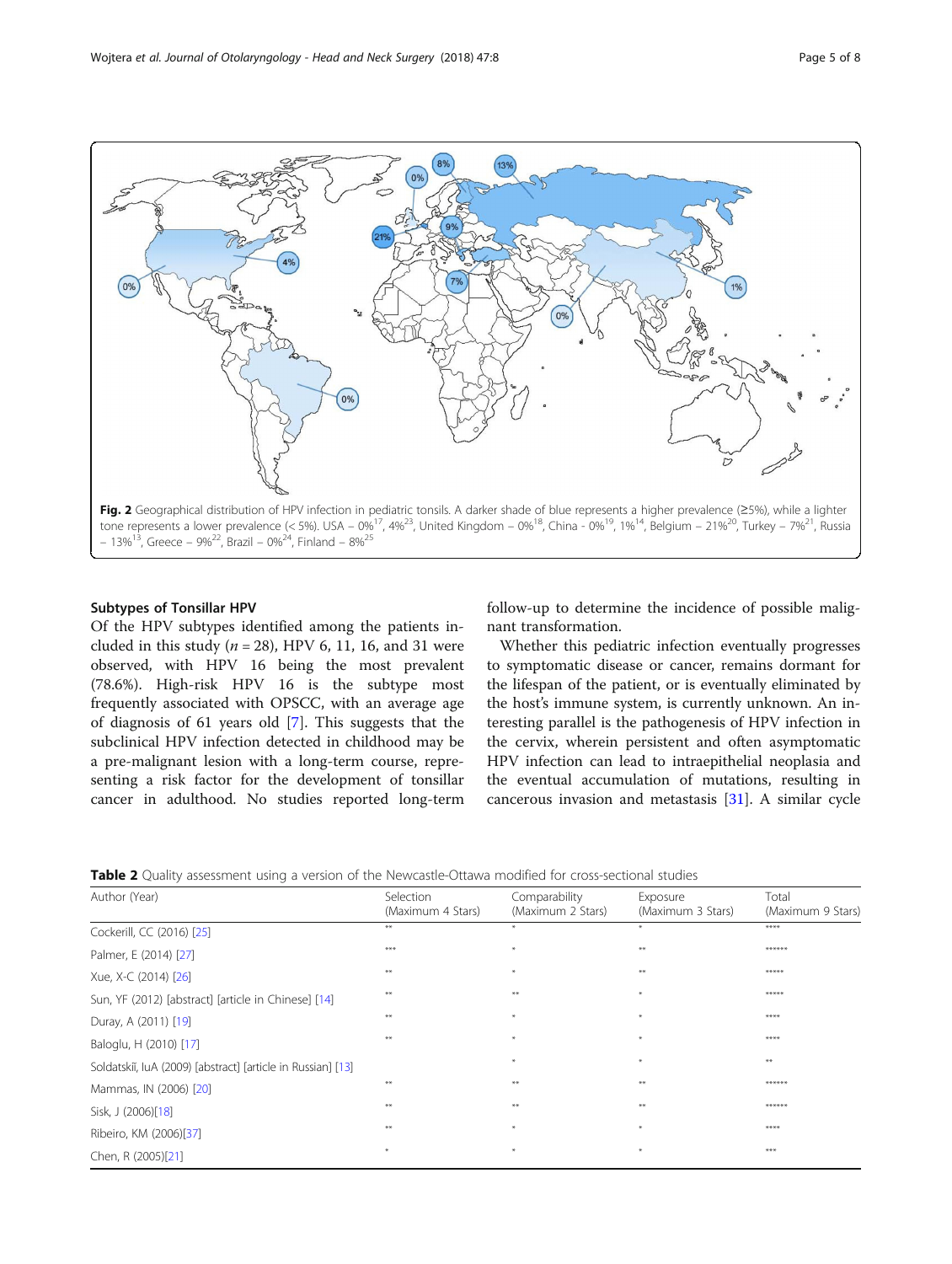Fig. 2 Geographical distribution of HPV infection in pediatric tonsils. A darker shade of blue represents a higher prevalence (≥5%), while a lighter tone represents a lower prevalence (< 5%). USA – 0%[17], 4%[23], United Kingdom – 0%[18], China - 0%[19], 1%[14], Belgium – 21%[20], Turkey – 7%[21], Russia – 13%[13], Greece – 9%[22], Brazil – 0%[24], Finland – 8%[25]

### Subtypes of Tonsillar HPV

Of the HPV subtypes identified among the patients included in this study ($n = 28$), HPV 6, 11, 16, and 31 were observed, with HPV 16 being the most prevalent (78.6%). High-risk HPV 16 is the subtype most frequently associated with OPSCC, with an average age of diagnosis of 61 years old [7]. This suggests that the subclinical HPV infection detected in childhood may be a pre-malignant lesion with a long-term course, representing a risk factor for the development of tonsillar cancer in adulthood. No studies reported long-term follow-up to determine the incidence of possible malignant transformation.

Whether this pediatric infection eventually progresses to symptomatic disease or cancer, remains dormant for the lifespan of the patient, or is eventually eliminated by the host's immune system, is currently unknown. An interesting parallel is the pathogenesis of HPV infection in the cervix, wherein persistent and often asymptomatic HPV infection can lead to intraepithelial neoplasia and the eventual accumulation of mutations, resulting in cancerous invasion and metastasis [31]. A similar cycle

**Table 2** Quality assessment using a version of the Newcastle-Ottawa modified for cross-sectional studies

| Author (Year) | Selection (Maximum 4 Stars) | Comparability (Maximum 2 Stars) | Exposure (Maximum 3 Stars) | Total (Maximum 9 Stars) |
|---|---|---|---|---|
| Cockerill, CC (2016) [25] | ** | * | * | **** |
| Palmer, E (2014) [27] | *** | * | ** | ****** |
| Xue, X-C (2014) [26] | ** | * | ** | ***** |
| Sun, YF (2012) [abstract] [article in Chinese] [14] | ** | ** | * | ***** |
| Duray, A (2011) [19] | ** | * | * | **** |
| Baloglu, H (2010) [17] | ** | * | * | **** |
| Soldatskiĭ, IuA (2009) [abstract] [article in Russian] [13] | | * | * | ** |
| Mammas, IN (2006) [20] | ** | ** | ** | ****** |
| Sisk, J (2006)[18] | ** | ** | ** | ****** |
| Ribeiro, KM (2006)[37] | ** | * | * | **** |
| Chen, R (2005)[21] | * | * | * | *** |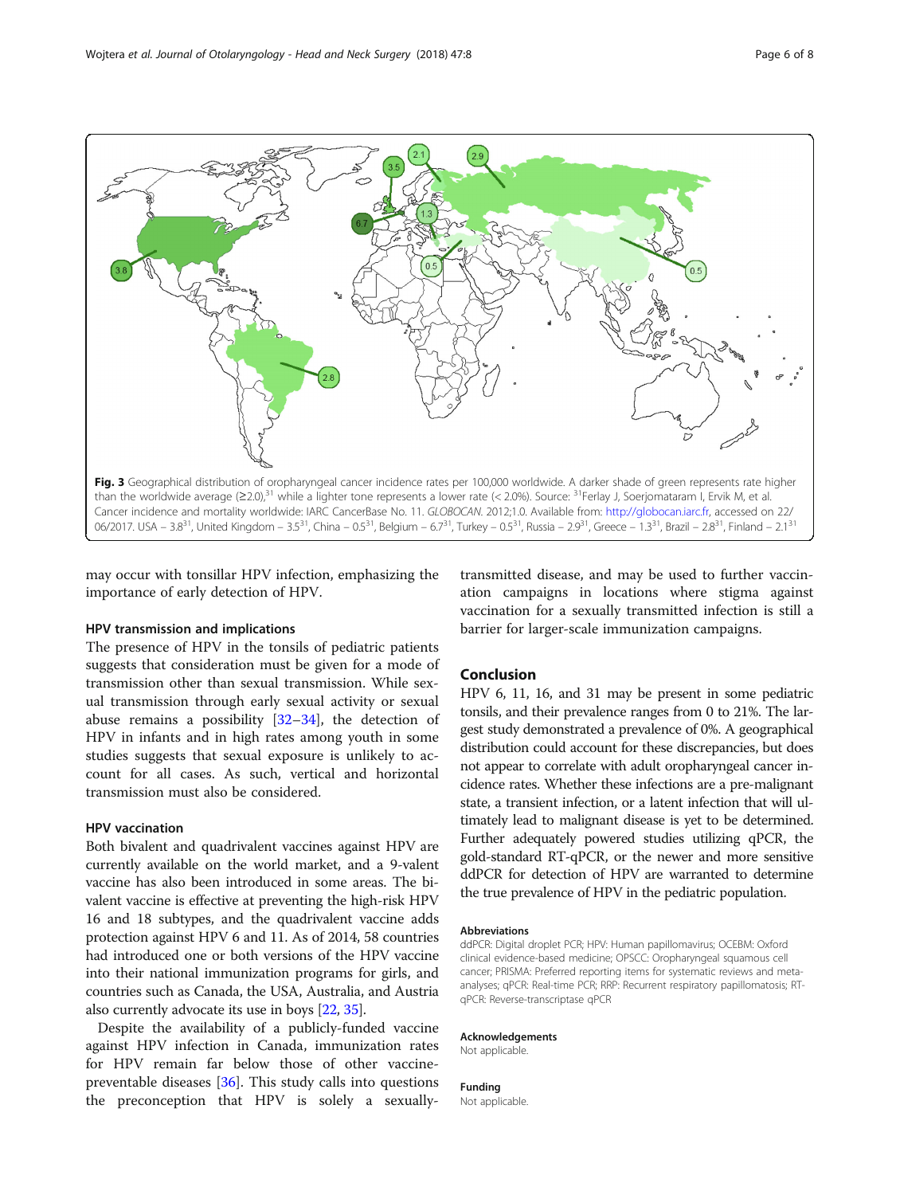Fig. 3 Geographical distribution of oropharyngeal cancer incidence rates per 100,000 worldwide. A darker shade of green represents rate higher than the worldwide average (≥2.0),[31] while a lighter tone represents a lower rate (< 2.0%). Source: [31]Ferlay J, Soerjomataram I, Ervik M, et al. Cancer incidence and mortality worldwide: IARC CancerBase No. 11. *GLOBOCAN*. 2012;1.0. Available from: http://globocan.iarc.fr, accessed on 22/06/2017. USA – 3.8[31], United Kingdom – 3.5[31], China – 0.5[31], Belgium – 6.7[31], Turkey – 0.5[31], Russia – 2.9[31], Greece – 1.3[31], Brazil – 2.8[31], Finland – 2.1[31]

may occur with tonsillar HPV infection, emphasizing the importance of early detection of HPV.

### HPV transmission and implications

The presence of HPV in the tonsils of pediatric patients suggests that consideration must be given for a mode of transmission other than sexual transmission. While sexual transmission through early sexual activity or sexual abuse remains a possibility [32–34], the detection of HPV in infants and in high rates among youth in some studies suggests that sexual exposure is unlikely to account for all cases. As such, vertical and horizontal transmission must also be considered.

### HPV vaccination

Both bivalent and quadrivalent vaccines against HPV are currently available on the world market, and a 9-valent vaccine has also been introduced in some areas. The bivalent vaccine is effective at preventing the high-risk HPV 16 and 18 subtypes, and the quadrivalent vaccine adds protection against HPV 6 and 11. As of 2014, 58 countries had introduced one or both versions of the HPV vaccine into their national immunization programs for girls, and countries such as Canada, the USA, Australia, and Austria also currently advocate its use in boys [22, 35].

Despite the availability of a publicly-funded vaccine against HPV infection in Canada, immunization rates for HPV remain far below those of other vaccine-preventable diseases [36]. This study calls into questions the preconception that HPV is solely a sexually-transmitted disease, and may be used to further vaccination campaigns in locations where stigma against vaccination for a sexually transmitted infection is still a barrier for larger-scale immunization campaigns.

## Conclusion

HPV 6, 11, 16, and 31 may be present in some pediatric tonsils, and their prevalence ranges from 0 to 21%. The largest study demonstrated a prevalence of 0%. A geographical distribution could account for these discrepancies, but does not appear to correlate with adult oropharyngeal cancer incidence rates. Whether these infections are a pre-malignant state, a transient infection, or a latent infection that will ultimately lead to malignant disease is yet to be determined. Further adequately powered studies utilizing qPCR, the gold-standard RT-qPCR, or the newer and more sensitive ddPCR for detection of HPV are warranted to determine the true prevalence of HPV in the pediatric population.

#### Abbreviations

ddPCR: Digital droplet PCR; HPV: Human papillomavirus; OCEBM: Oxford clinical evidence-based medicine; OPSCC: Oropharyngeal squamous cell cancer; PRISMA: Preferred reporting items for systematic reviews and meta-analyses; qPCR: Real-time PCR; RRP: Recurrent respiratory papillomatosis; RT-qPCR: Reverse-transcriptase qPCR

#### Acknowledgements

Not applicable.

#### Funding

Not applicable.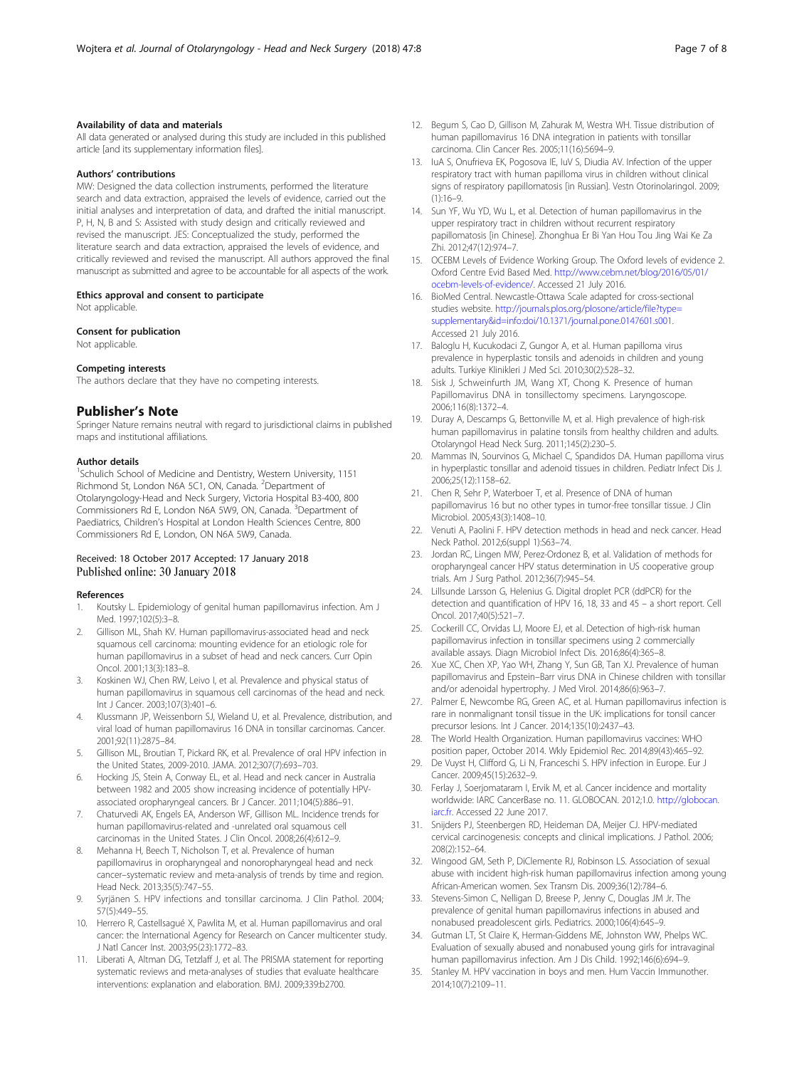#### Availability of data and materials

All data generated or analysed during this study are included in this published article [and its supplementary information files].

#### Authors' contributions

MW: Designed the data collection instruments, performed the literature search and data extraction, appraised the levels of evidence, carried out the initial analyses and interpretation of data, and drafted the initial manuscript. P, H, N, B and S: Assisted with study design and critically reviewed and revised the manuscript. JES: Conceptualized the study, performed the literature search and data extraction, appraised the levels of evidence, and critically reviewed and revised the manuscript. All authors approved the final manuscript as submitted and agree to be accountable for all aspects of the work.

#### Ethics approval and consent to participate

Not applicable.

#### Consent for publication

Not applicable.

#### Competing interests

The authors declare that they have no competing interests.

## Publisher's Note

Springer Nature remains neutral with regard to jurisdictional claims in published maps and institutional affiliations.

#### Author details

[1]Schulich School of Medicine and Dentistry, Western University, 1151 Richmond St, London N6A 5C1, ON, Canada. [2]Department of Otolaryngology-Head and Neck Surgery, Victoria Hospital B3-400, 800 Commissioners Rd E, London N6A 5W9, ON, Canada. [3]Department of Paediatrics, Children's Hospital at London Health Sciences Centre, 800 Commissioners Rd E, London, ON N6A 5W9, Canada.

Received: 18 October 2017 Accepted: 17 January 2018
Published online: 30 January 2018

#### References

1. Koutsky L. Epidemiology of genital human papillomavirus infection. Am J Med. 1997;102(5):3–8.
2. Gillison ML, Shah KV. Human papillomavirus-associated head and neck squamous cell carcinoma: mounting evidence for an etiologic role for human papillomavirus in a subset of head and neck cancers. Curr Opin Oncol. 2001;13(3):183–8.
3. Koskinen WJ, Chen RW, Leivo I, et al. Prevalence and physical status of human papillomavirus in squamous cell carcinomas of the head and neck. Int J Cancer. 2003;107(3):401–6.
4. Klussmann JP, Weissenborn SJ, Wieland U, et al. Prevalence, distribution, and viral load of human papillomavirus 16 DNA in tonsillar carcinomas. Cancer. 2001;92(11):2875–84.
5. Gillison ML, Broutian T, Pickard RK, et al. Prevalence of oral HPV infection in the United States, 2009-2010. JAMA. 2012;307(7):693–703.
6. Hocking JS, Stein A, Conway EL, et al. Head and neck cancer in Australia between 1982 and 2005 show increasing incidence of potentially HPV-associated oropharyngeal cancers. Br J Cancer. 2011;104(5):886–91.
7. Chaturvedi AK, Engels EA, Anderson WF, Gillison ML. Incidence trends for human papillomavirus-related and -unrelated oral squamous cell carcinomas in the United States. J Clin Oncol. 2008;26(4):612–9.
8. Mehanna H, Beech T, Nicholson T, et al. Prevalence of human papillomavirus in oropharyngeal and nonoropharyngeal head and neck cancer–systematic review and meta-analysis of trends by time and region. Head Neck. 2013;35(5):747–55.
9. Syrjänen S. HPV infections and tonsillar carcinoma. J Clin Pathol. 2004; 57(5):449–55.
10. Herrero R, Castellsagué X, Pawlita M, et al. Human papillomavirus and oral cancer: the International Agency for Research on Cancer multicenter study. J Natl Cancer Inst. 2003;95(23):1772–83.
11. Liberati A, Altman DG, Tetzlaff J, et al. The PRISMA statement for reporting systematic reviews and meta-analyses of studies that evaluate healthcare interventions: explanation and elaboration. BMJ. 2009;339:b2700.
12. Begum S, Cao D, Gillison M, Zahurak M, Westra WH. Tissue distribution of human papillomavirus 16 DNA integration in patients with tonsillar carcinoma. Clin Cancer Res. 2005;11(16):5694–9.
13. IuA S, Onufrieva EK, Pogosova IE, IuV S, Diudia AV. Infection of the upper respiratory tract with human papilloma virus in children without clinical signs of respiratory papillomatosis [in Russian]. Vestn Otorinolaringol. 2009;(1):16–9.
14. Sun YF, Wu YD, Wu L, et al. Detection of human papillomavirus in the upper respiratory tract in children without recurrent respiratory papillomatosis [in Chinese]. Zhonghua Er Bi Yan Hou Tou Jing Wai Ke Za Zhi. 2012;47(12):974–7.
15. OCEBM Levels of Evidence Working Group. The Oxford levels of evidence 2. Oxford Centre Evid Based Med. http://www.cebm.net/blog/2016/05/01/ocebm-levels-of-evidence/. Accessed 21 July 2016.
16. BioMed Central. Newcastle-Ottawa Scale adapted for cross-sectional studies website. http://journals.plos.org/plosone/article/file?type=supplementary&id=info:doi/10.1371/journal.pone.0147601.s001. Accessed 21 July 2016.
17. Baloglu H, Kucukodaci Z, Gungor A, et al. Human papilloma virus prevalence in hyperplastic tonsils and adenoids in children and young adults. Turkiye Klinikleri J Med Sci. 2010;30(2):528–32.
18. Sisk J, Schweinfurth JM, Wang XT, Chong K. Presence of human Papillomavirus DNA in tonsillectomy specimens. Laryngoscope. 2006;116(8):1372–4.
19. Duray A, Descamps G, Bettonville M, et al. High prevalence of high-risk human papillomavirus in palatine tonsils from healthy children and adults. Otolaryngol Head Neck Surg. 2011;145(2):230–5.
20. Mammas IN, Sourvinos G, Michael C, Spandidos DA. Human papilloma virus in hyperplastic tonsillar and adenoid tissues in children. Pediatr Infect Dis J. 2006;25(12):1158–62.
21. Chen R, Sehr P, Waterboer T, et al. Presence of DNA of human papillomavirus 16 but no other types in tumor-free tonsillar tissue. J Clin Microbiol. 2005;43(3):1408–10.
22. Venuti A, Paolini F. HPV detection methods in head and neck cancer. Head Neck Pathol. 2012;6(suppl 1):S63–74.
23. Jordan RC, Lingen MW, Perez-Ordonez B, et al. Validation of methods for oropharyngeal cancer HPV status determination in US cooperative group trials. Am J Surg Pathol. 2012;36(7):945–54.
24. Lillsunde Larsson G, Helenius G. Digital droplet PCR (ddPCR) for the detection and quantification of HPV 16, 18, 33 and 45 – a short report. Cell Oncol. 2017;40(5):521–7.
25. Cockerill CC, Orvidas LJ, Moore EJ, et al. Detection of high-risk human papillomavirus infection in tonsillar specimens using 2 commercially available assays. Diagn Microbiol Infect Dis. 2016;86(4):365–8.
26. Xue XC, Chen XP, Yao WH, Zhang Y, Sun GB, Tan XJ. Prevalence of human papillomavirus and Epstein–Barr virus DNA in Chinese children with tonsillar and/or adenoidal hypertrophy. J Med Virol. 2014;86(6):963–7.
27. Palmer E, Newcombe RG, Green AC, et al. Human papillomavirus infection is rare in nonmalignant tonsil tissue in the UK: implications for tonsil cancer precursor lesions. Int J Cancer. 2014;135(10):2437–43.
28. The World Health Organization. Human papillomavirus vaccines: WHO position paper, October 2014. Wkly Epidemiol Rec. 2014;89(43):465–92.
29. De Vuyst H, Clifford G, Li N, Franceschi S. HPV infection in Europe. Eur J Cancer. 2009;45(15):2632–9.
30. Ferlay J, Soerjomataram I, Ervik M, et al. Cancer incidence and mortality worldwide: IARC CancerBase no. 11. GLOBOCAN. 2012;1.0. http://globocan.iarc.fr. Accessed 22 June 2017.
31. Snijders PJ, Steenbergen RD, Heideman DA, Meijer CJ. HPV-mediated cervical carcinogenesis: concepts and clinical implications. J Pathol. 2006; 208(2):152–64.
32. Wingood GM, Seth P, DiClemente RJ, Robinson LS. Association of sexual abuse with incident high-risk human papillomavirus infection among young African-American women. Sex Transm Dis. 2009;36(12):784–6.
33. Stevens-Simon C, Nelligan D, Breese P, Jenny C, Douglas JM Jr. The prevalence of genital human papillomavirus infections in abused and nonabused preadolescent girls. Pediatrics. 2000;106(4):645–9.
34. Gutman LT, St Claire K, Herman-Giddens ME, Johnston WW, Phelps WC. Evaluation of sexually abused and nonabused young girls for intravaginal human papillomavirus infection. Am J Dis Child. 1992;146(6):694–9.
35. Stanley M. HPV vaccination in boys and men. Hum Vaccin Immunother. 2014;10(7):2109–11.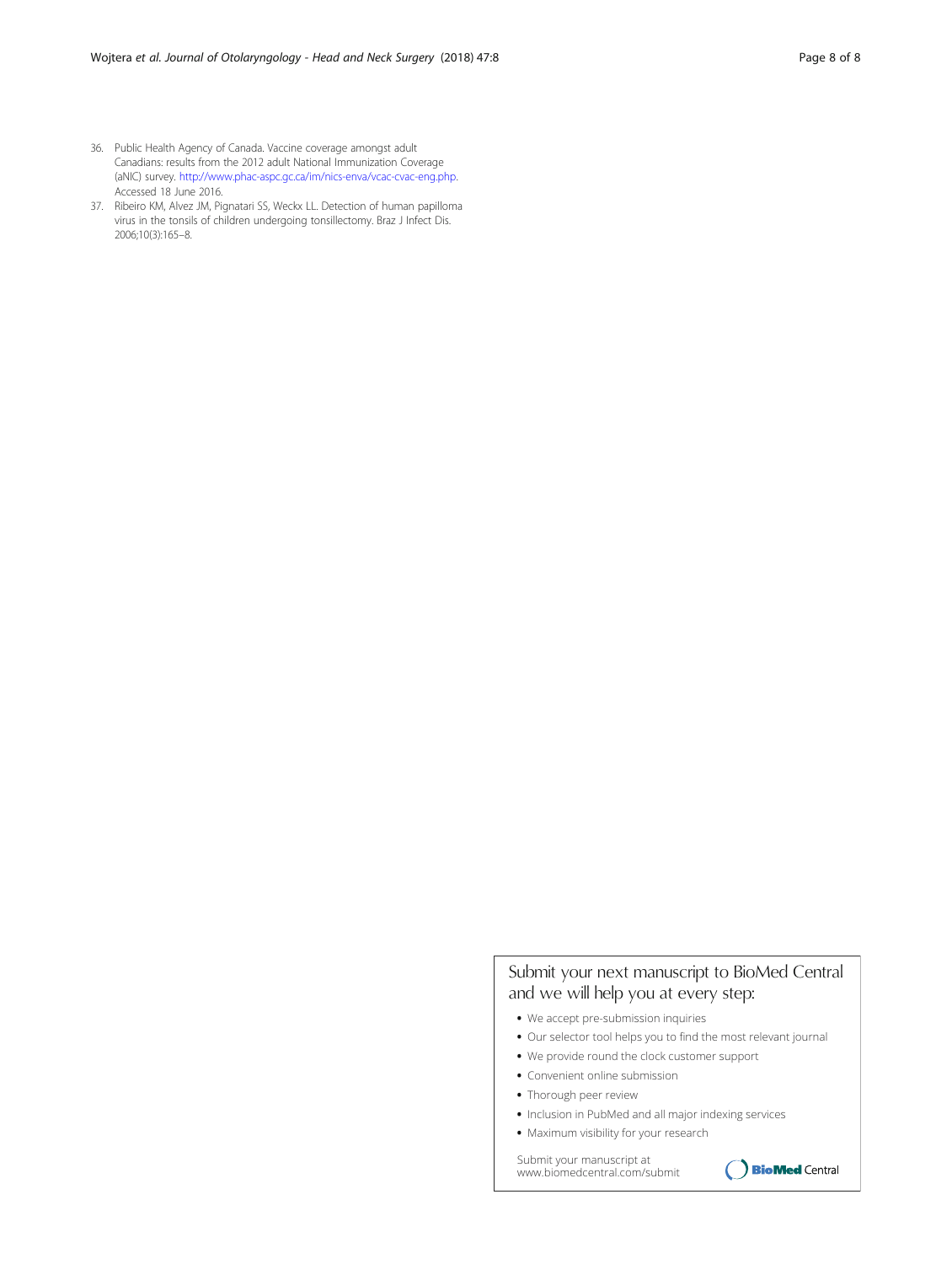36. Public Health Agency of Canada. Vaccine coverage amongst adult Canadians: results from the 2012 adult National Immunization Coverage (aNIC) survey. http://www.phac-aspc.gc.ca/im/nics-enva/vcac-cvac-eng.php. Accessed 18 June 2016.
37. Ribeiro KM, Alvez JM, Pignatari SS, Weckx LL. Detection of human papilloma virus in the tonsils of children undergoing tonsillectomy. Braz J Infect Dis. 2006;10(3):165–8.

Submit your next manuscript to BioMed Central and we will help you at every step:

- We accept pre-submission inquiries
- Our selector tool helps you to find the most relevant journal
- We provide round the clock customer support
- Convenient online submission
- Thorough peer review
- Inclusion in PubMed and all major indexing services
- Maximum visibility for your research

Submit your manuscript at www.biomedcentral.com/submit

BioMed Central